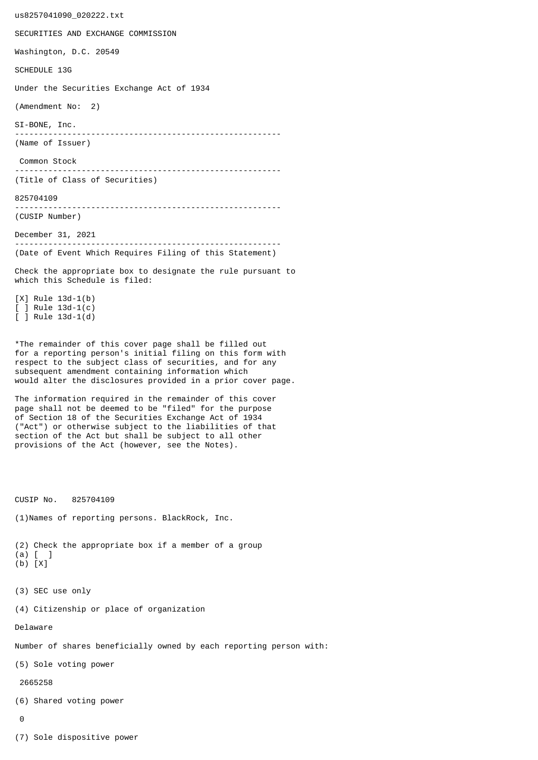us8257041090_020222.txt

SECURITIES AND EXCHANGE COMMISSION

Washington, D.C. 20549

SCHEDULE 13G

Under the Securities Exchange Act of 1934

(Amendment No: 2)

SI-BONE, Inc.

--------------------------------------------------------

(Name of Issuer)

Common Stock

--------------------------------------------------------

(Title of Class of Securities)

825704109

--------------------------------------------------------

(CUSIP Number)

December 31, 2021

--------------------------------------------------------

(Date of Event Which Requires Filing of this Statement)

Check the appropriate box to designate the rule pursuant to which this Schedule is filed:

[X] Rule 13d-1(b)
[ ] Rule 13d-1(c)
[ ] Rule 13d-1(d)

*The remainder of this cover page shall be filled out for a reporting person's initial filing on this form with respect to the subject class of securities, and for any subsequent amendment containing information which would alter the disclosures provided in a prior cover page.

The information required in the remainder of this cover page shall not be deemed to be "filed" for the purpose of Section 18 of the Securities Exchange Act of 1934 ("Act") or otherwise subject to the liabilities of that section of the Act but shall be subject to all other provisions of the Act (however, see the Notes).

CUSIP No. 825704109

(1)Names of reporting persons. BlackRock, Inc.

(2) Check the appropriate box if a member of a group
(a) [ ]
(b) [X]

(3) SEC use only

(4) Citizenship or place of organization

Delaware

Number of shares beneficially owned by each reporting person with:

(5) Sole voting power

2665258

(6) Shared voting power

0

(7) Sole dispositive power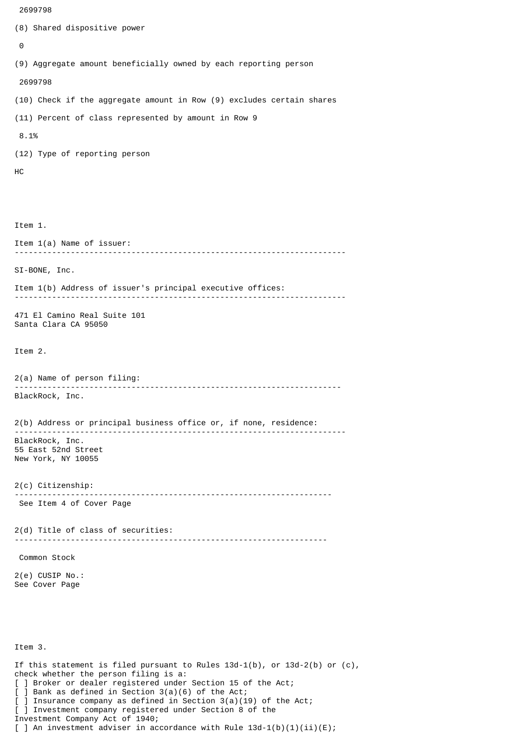2699798

(8) Shared dispositive power

0

(9) Aggregate amount beneficially owned by each reporting person

2699798

(10) Check if the aggregate amount in Row (9) excludes certain shares

(11) Percent of class represented by amount in Row 9

8.1%

(12) Type of reporting person

HC

Item 1.

Item 1(a) Name of issuer:

---

SI-BONE, Inc.

Item 1(b) Address of issuer's principal executive offices:

---

471 El Camino Real Suite 101
Santa Clara CA 95050

Item 2.

2(a) Name of person filing:

---

BlackRock, Inc.

2(b) Address or principal business office or, if none, residence:

---

BlackRock, Inc.
55 East 52nd Street
New York, NY 10055

2(c) Citizenship:

---

See Item 4 of Cover Page

2(d) Title of class of securities:

---

Common Stock

2(e) CUSIP No.:
See Cover Page

Item 3.

If this statement is filed pursuant to Rules 13d-1(b), or 13d-2(b) or (c), check whether the person filing is a:
[ ] Broker or dealer registered under Section 15 of the Act;
[ ] Bank as defined in Section 3(a)(6) of the Act;
[ ] Insurance company as defined in Section 3(a)(19) of the Act;
[ ] Investment company registered under Section 8 of the Investment Company Act of 1940;
[ ] An investment adviser in accordance with Rule 13d-1(b)(1)(ii)(E);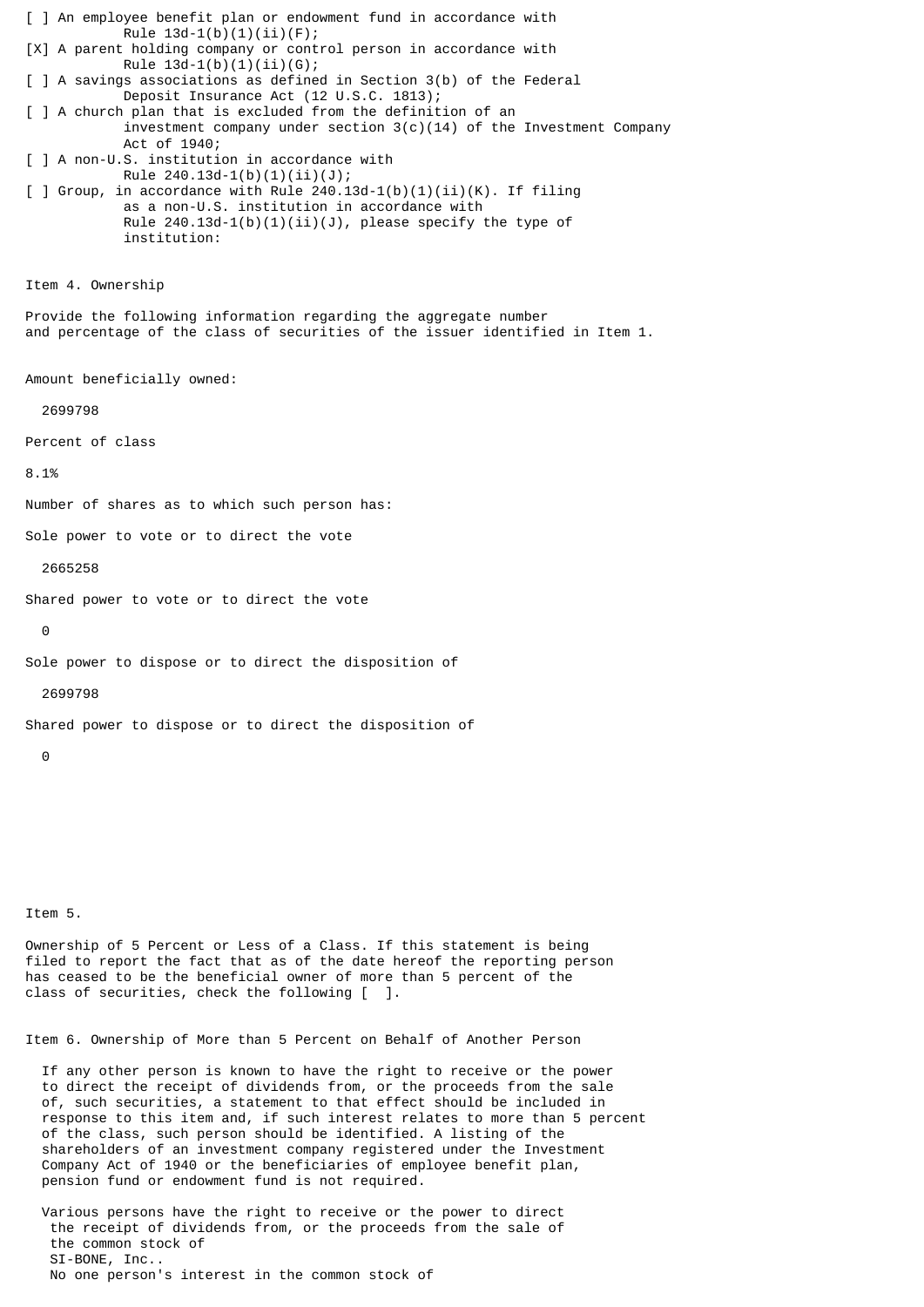[ ] An employee benefit plan or endowment fund in accordance with Rule 13d-1(b)(1)(ii)(F);

[X] A parent holding company or control person in accordance with Rule 13d-1(b)(1)(ii)(G);

[ ] A savings associations as defined in Section 3(b) of the Federal Deposit Insurance Act (12 U.S.C. 1813);

[ ] A church plan that is excluded from the definition of an investment company under section 3(c)(14) of the Investment Company Act of 1940;

[ ] A non-U.S. institution in accordance with Rule 240.13d-1(b)(1)(ii)(J);

[ ] Group, in accordance with Rule 240.13d-1(b)(1)(ii)(K). If filing as a non-U.S. institution in accordance with Rule 240.13d-1(b)(1)(ii)(J), please specify the type of institution:

Item 4. Ownership

Provide the following information regarding the aggregate number and percentage of the class of securities of the issuer identified in Item 1.

Amount beneficially owned:

2699798

Percent of class

8.1%

Number of shares as to which such person has:

Sole power to vote or to direct the vote

2665258

Shared power to vote or to direct the vote

0

Sole power to dispose or to direct the disposition of

2699798

Shared power to dispose or to direct the disposition of

0

Item 5.

Ownership of 5 Percent or Less of a Class. If this statement is being filed to report the fact that as of the date hereof the reporting person has ceased to be the beneficial owner of more than 5 percent of the class of securities, check the following [ ].

Item 6. Ownership of More than 5 Percent on Behalf of Another Person

If any other person is known to have the right to receive or the power to direct the receipt of dividends from, or the proceeds from the sale of, such securities, a statement to that effect should be included in response to this item and, if such interest relates to more than 5 percent of the class, such person should be identified. A listing of the shareholders of an investment company registered under the Investment Company Act of 1940 or the beneficiaries of employee benefit plan, pension fund or endowment fund is not required.

Various persons have the right to receive or the power to direct the receipt of dividends from, or the proceeds from the sale of the common stock of SI-BONE, Inc.. No one person's interest in the common stock of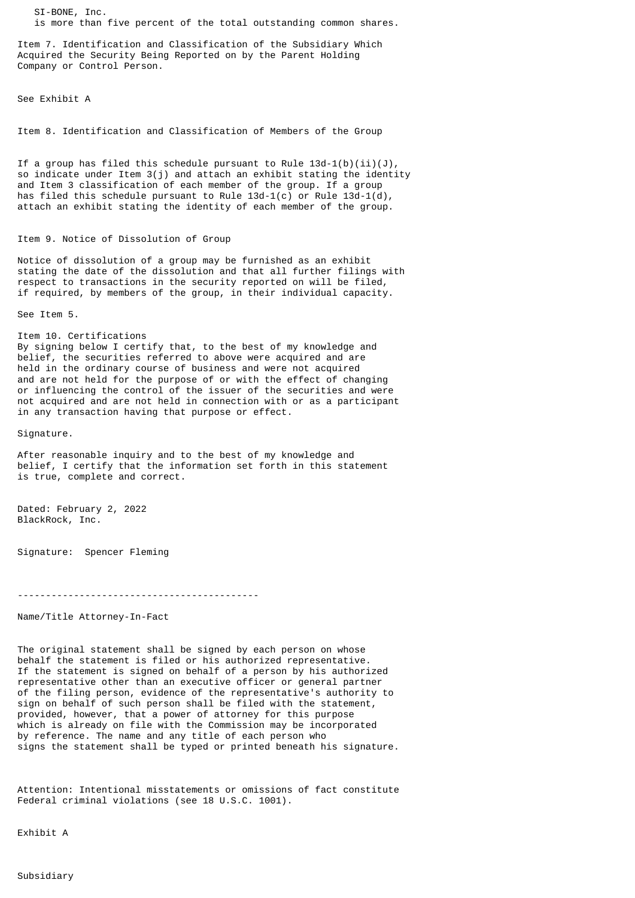SI-BONE, Inc.
is more than five percent of the total outstanding common shares.

Item 7. Identification and Classification of the Subsidiary Which Acquired the Security Being Reported on by the Parent Holding Company or Control Person.

See Exhibit A

Item 8. Identification and Classification of Members of the Group

If a group has filed this schedule pursuant to Rule 13d-1(b)(ii)(J), so indicate under Item 3(j) and attach an exhibit stating the identity and Item 3 classification of each member of the group. If a group has filed this schedule pursuant to Rule 13d-1(c) or Rule 13d-1(d), attach an exhibit stating the identity of each member of the group.

Item 9. Notice of Dissolution of Group

Notice of dissolution of a group may be furnished as an exhibit stating the date of the dissolution and that all further filings with respect to transactions in the security reported on will be filed, if required, by members of the group, in their individual capacity.

See Item 5.

Item 10. Certifications
By signing below I certify that, to the best of my knowledge and belief, the securities referred to above were acquired and are held in the ordinary course of business and were not acquired and are not held for the purpose of or with the effect of changing or influencing the control of the issuer of the securities and were not acquired and are not held in connection with or as a participant in any transaction having that purpose or effect.

Signature.

After reasonable inquiry and to the best of my knowledge and belief, I certify that the information set forth in this statement is true, complete and correct.

Dated: February 2, 2022
BlackRock, Inc.

Signature: Spencer Fleming

-------------------------------------------

Name/Title Attorney-In-Fact

The original statement shall be signed by each person on whose behalf the statement is filed or his authorized representative. If the statement is signed on behalf of a person by his authorized representative other than an executive officer or general partner of the filing person, evidence of the representative's authority to sign on behalf of such person shall be filed with the statement, provided, however, that a power of attorney for this purpose which is already on file with the Commission may be incorporated by reference. The name and any title of each person who signs the statement shall be typed or printed beneath his signature.

Attention: Intentional misstatements or omissions of fact constitute Federal criminal violations (see 18 U.S.C. 1001).

Exhibit A

Subsidiary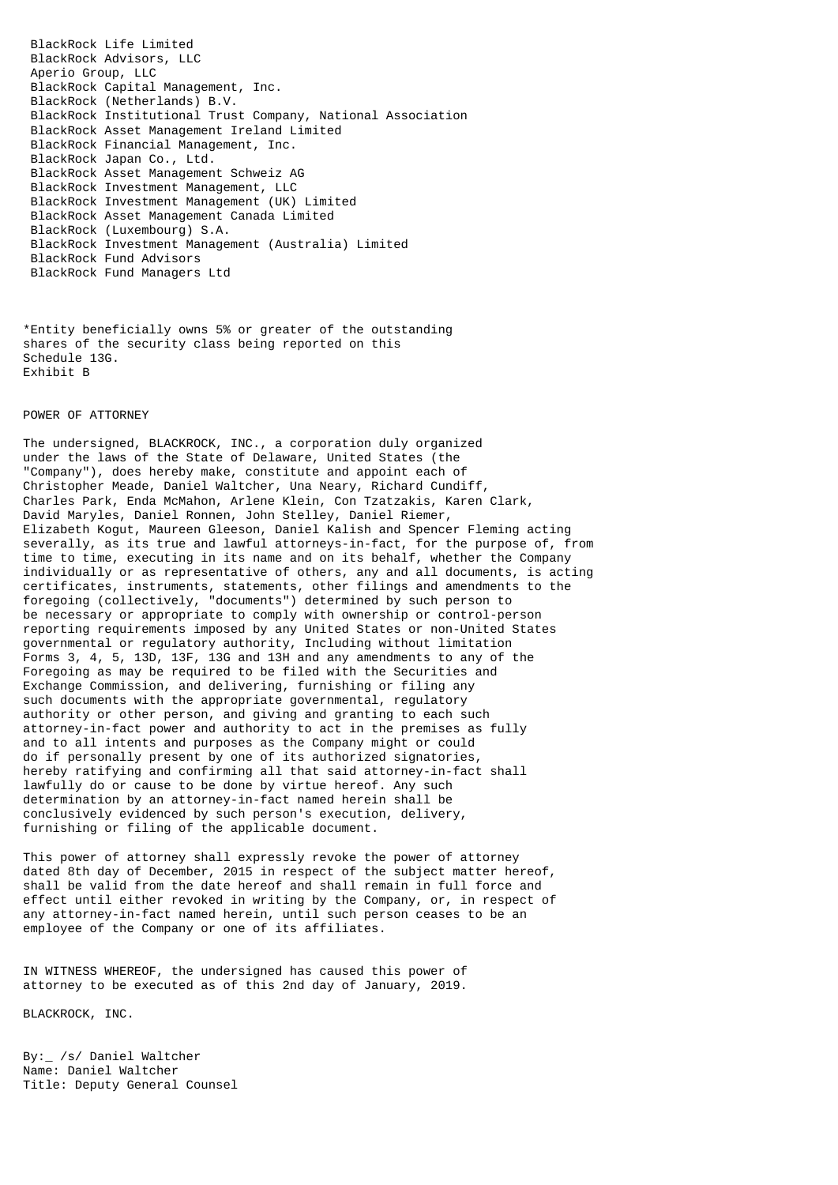BlackRock Life Limited
BlackRock Advisors, LLC
Aperio Group, LLC
BlackRock Capital Management, Inc.
BlackRock (Netherlands) B.V.
BlackRock Institutional Trust Company, National Association
BlackRock Asset Management Ireland Limited
BlackRock Financial Management, Inc.
BlackRock Japan Co., Ltd.
BlackRock Asset Management Schweiz AG
BlackRock Investment Management, LLC
BlackRock Investment Management (UK) Limited
BlackRock Asset Management Canada Limited
BlackRock (Luxembourg) S.A.
BlackRock Investment Management (Australia) Limited
BlackRock Fund Advisors
BlackRock Fund Managers Ltd

*Entity beneficially owns 5% or greater of the outstanding shares of the security class being reported on this Schedule 13G.

Exhibit B

POWER OF ATTORNEY

The undersigned, BLACKROCK, INC., a corporation duly organized under the laws of the State of Delaware, United States (the "Company"), does hereby make, constitute and appoint each of Christopher Meade, Daniel Waltcher, Una Neary, Richard Cundiff, Charles Park, Enda McMahon, Arlene Klein, Con Tzatzakis, Karen Clark, David Maryles, Daniel Ronnen, John Stelley, Daniel Riemer, Elizabeth Kogut, Maureen Gleeson, Daniel Kalish and Spencer Fleming acting severally, as its true and lawful attorneys-in-fact, for the purpose of, from time to time, executing in its name and on its behalf, whether the Company individually or as representative of others, any and all documents, is acting certificates, instruments, statements, other filings and amendments to the foregoing (collectively, "documents") determined by such person to be necessary or appropriate to comply with ownership or control-person reporting requirements imposed by any United States or non-United States governmental or regulatory authority, Including without limitation Forms 3, 4, 5, 13D, 13F, 13G and 13H and any amendments to any of the Foregoing as may be required to be filed with the Securities and Exchange Commission, and delivering, furnishing or filing any such documents with the appropriate governmental, regulatory authority or other person, and giving and granting to each such attorney-in-fact power and authority to act in the premises as fully and to all intents and purposes as the Company might or could do if personally present by one of its authorized signatories, hereby ratifying and confirming all that said attorney-in-fact shall lawfully do or cause to be done by virtue hereof. Any such determination by an attorney-in-fact named herein shall be conclusively evidenced by such person's execution, delivery, furnishing or filing of the applicable document.

This power of attorney shall expressly revoke the power of attorney dated 8th day of December, 2015 in respect of the subject matter hereof, shall be valid from the date hereof and shall remain in full force and effect until either revoked in writing by the Company, or, in respect of any attorney-in-fact named herein, until such person ceases to be an employee of the Company or one of its affiliates.

IN WITNESS WHEREOF, the undersigned has caused this power of attorney to be executed as of this 2nd day of January, 2019.

BLACKROCK, INC.

By:_ /s/ Daniel Waltcher
Name: Daniel Waltcher
Title: Deputy General Counsel